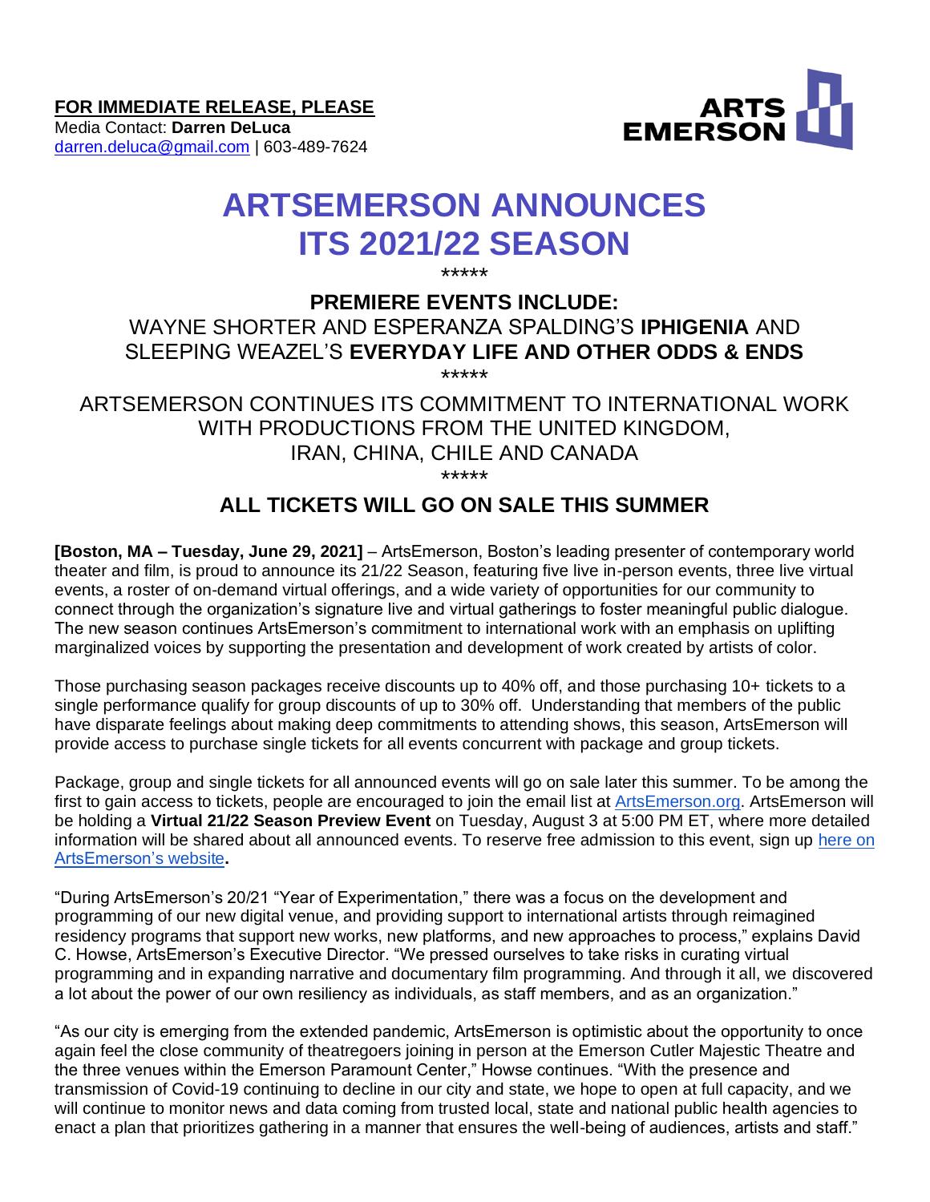**FOR IMMEDIATE RELEASE, PLEASE**
Media Contact: **Darren DeLuca**
[darren.deluca@gmail.com](mailto:darren.deluca@gmail.com) | 603-489-7624

ARTS EMERSON

# ARTSEMERSON ANNOUNCES ITS 2021/22 SEASON

*****

## PREMIERE EVENTS INCLUDE:

WAYNE SHORTER AND ESPERANZA SPALDING'S **IPHIGENIA** AND SLEEPING WEAZEL'S **EVERYDAY LIFE AND OTHER ODDS & ENDS**

*****

ARTSEMERSON CONTINUES ITS COMMITMENT TO INTERNATIONAL WORK WITH PRODUCTIONS FROM THE UNITED KINGDOM, IRAN, CHINA, CHILE AND CANADA

*****

## ALL TICKETS WILL GO ON SALE THIS SUMMER

**[Boston, MA – Tuesday, June 29, 2021]** – ArtsEmerson, Boston's leading presenter of contemporary world theater and film, is proud to announce its 21/22 Season, featuring five live in-person events, three live virtual events, a roster of on-demand virtual offerings, and a wide variety of opportunities for our community to connect through the organization's signature live and virtual gatherings to foster meaningful public dialogue. The new season continues ArtsEmerson's commitment to international work with an emphasis on uplifting marginalized voices by supporting the presentation and development of work created by artists of color.

Those purchasing season packages receive discounts up to 40% off, and those purchasing 10+ tickets to a single performance qualify for group discounts of up to 30% off. Understanding that members of the public have disparate feelings about making deep commitments to attending shows, this season, ArtsEmerson will provide access to purchase single tickets for all events concurrent with package and group tickets.

Package, group and single tickets for all announced events will go on sale later this summer. To be among the first to gain access to tickets, people are encouraged to join the email list at [ArtsEmerson.org](ArtsEmerson.org). ArtsEmerson will be holding a **Virtual 21/22 Season Preview Event** on Tuesday, August 3 at 5:00 PM ET, where more detailed information will be shared about all announced events. To reserve free admission to this event, sign up [here on ArtsEmerson's website](#)**.**

"During ArtsEmerson's 20/21 "Year of Experimentation," there was a focus on the development and programming of our new digital venue, and providing support to international artists through reimagined residency programs that support new works, new platforms, and new approaches to process," explains David C. Howse, ArtsEmerson's Executive Director. "We pressed ourselves to take risks in curating virtual programming and in expanding narrative and documentary film programming. And through it all, we discovered a lot about the power of our own resiliency as individuals, as staff members, and as an organization."

"As our city is emerging from the extended pandemic, ArtsEmerson is optimistic about the opportunity to once again feel the close community of theatregoers joining in person at the Emerson Cutler Majestic Theatre and the three venues within the Emerson Paramount Center," Howse continues. "With the presence and transmission of Covid-19 continuing to decline in our city and state, we hope to open at full capacity, and we will continue to monitor news and data coming from trusted local, state and national public health agencies to enact a plan that prioritizes gathering in a manner that ensures the well-being of audiences, artists and staff."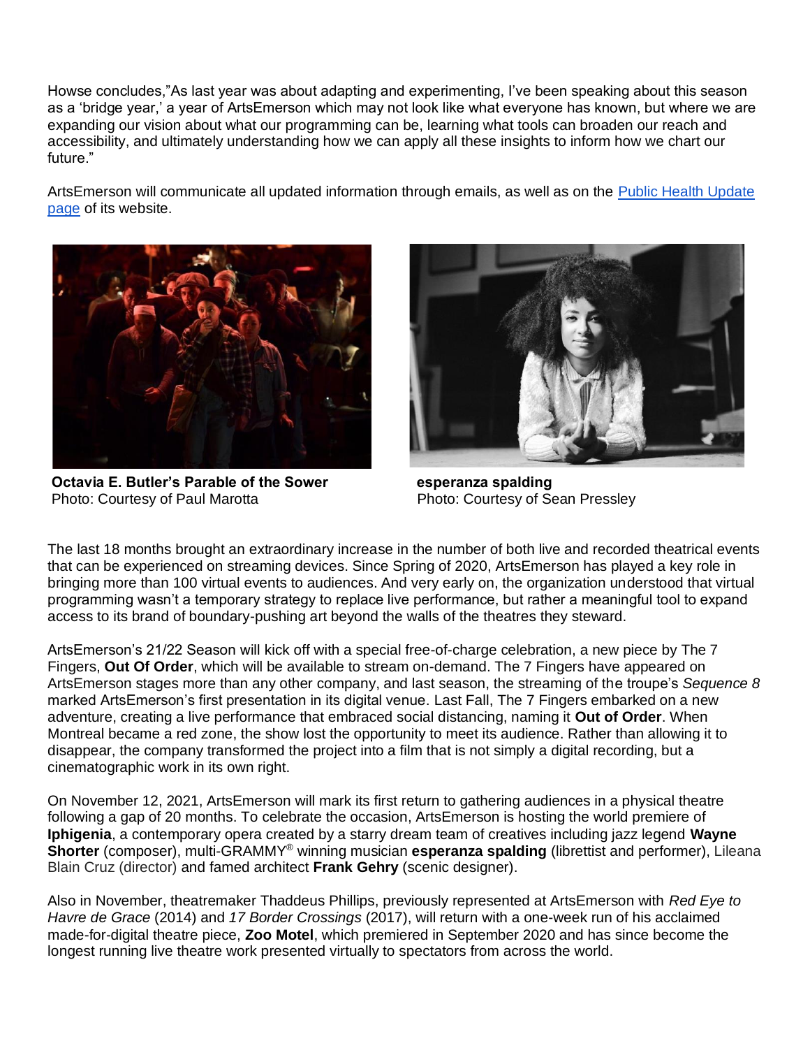Howse concludes,"As last year was about adapting and experimenting, I've been speaking about this season as a 'bridge year,' a year of ArtsEmerson which may not look like what everyone has known, but where we are expanding our vision about what our programming can be, learning what tools can broaden our reach and accessibility, and ultimately understanding how we can apply all these insights to inform how we chart our future."

ArtsEmerson will communicate all updated information through emails, as well as on the [Public Health Update page]() of its website.

**Octavia E. Butler's Parable of the Sower**
Photo: Courtesy of Paul Marotta

**esperanza spalding**
Photo: Courtesy of Sean Pressley

The last 18 months brought an extraordinary increase in the number of both live and recorded theatrical events that can be experienced on streaming devices. Since Spring of 2020, ArtsEmerson has played a key role in bringing more than 100 virtual events to audiences. And very early on, the organization understood that virtual programming wasn't a temporary strategy to replace live performance, but rather a meaningful tool to expand access to its brand of boundary-pushing art beyond the walls of the theatres they steward.

ArtsEmerson's 21/22 Season will kick off with a special free-of-charge celebration, a new piece by The 7 Fingers, **Out Of Order**, which will be available to stream on-demand. The 7 Fingers have appeared on ArtsEmerson stages more than any other company, and last season, the streaming of the troupe's *Sequence 8* marked ArtsEmerson's first presentation in its digital venue. Last Fall, The 7 Fingers embarked on a new adventure, creating a live performance that embraced social distancing, naming it **Out of Order**. When Montreal became a red zone, the show lost the opportunity to meet its audience. Rather than allowing it to disappear, the company transformed the project into a film that is not simply a digital recording, but a cinematographic work in its own right.

On November 12, 2021, ArtsEmerson will mark its first return to gathering audiences in a physical theatre following a gap of 20 months. To celebrate the occasion, ArtsEmerson is hosting the world premiere of **Iphigenia**, a contemporary opera created by a starry dream team of creatives including jazz legend **Wayne Shorter** (composer), multi-GRAMMY® winning musician **esperanza spalding** (librettist and performer), Lileana Blain Cruz (director) and famed architect **Frank Gehry** (scenic designer).

Also in November, theatremaker Thaddeus Phillips, previously represented at ArtsEmerson with *Red Eye to Havre de Grace* (2014) and *17 Border Crossings* (2017), will return with a one-week run of his acclaimed made-for-digital theatre piece, **Zoo Motel**, which premiered in September 2020 and has since become the longest running live theatre work presented virtually to spectators from across the world.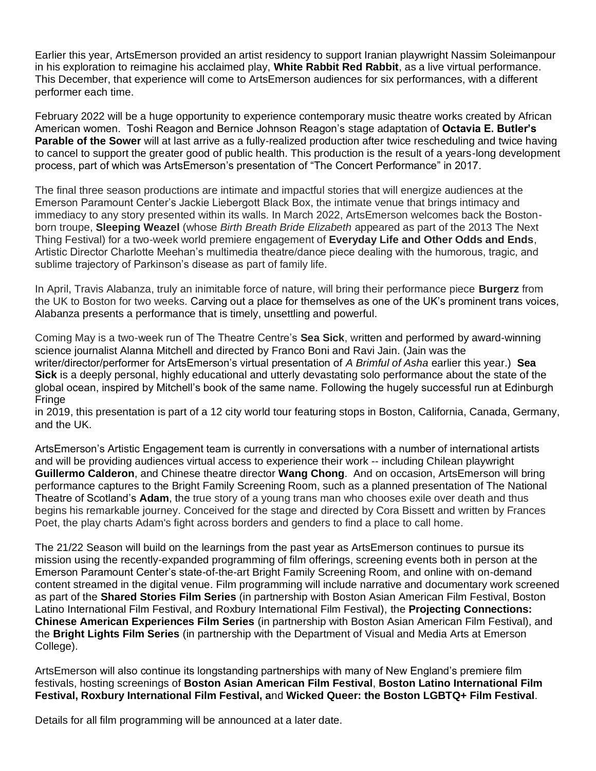Earlier this year, ArtsEmerson provided an artist residency to support Iranian playwright Nassim Soleimanpour in his exploration to reimagine his acclaimed play, **White Rabbit Red Rabbit**, as a live virtual performance. This December, that experience will come to ArtsEmerson audiences for six performances, with a different performer each time.

February 2022 will be a huge opportunity to experience contemporary music theatre works created by African American women. Toshi Reagon and Bernice Johnson Reagon's stage adaptation of **Octavia E. Butler's Parable of the Sower** will at last arrive as a fully-realized production after twice rescheduling and twice having to cancel to support the greater good of public health. This production is the result of a years-long development process, part of which was ArtsEmerson's presentation of "The Concert Performance" in 2017.

The final three season productions are intimate and impactful stories that will energize audiences at the Emerson Paramount Center's Jackie Liebergott Black Box, the intimate venue that brings intimacy and immediacy to any story presented within its walls. In March 2022, ArtsEmerson welcomes back the Boston-born troupe, **Sleeping Weazel** (whose *Birth Breath Bride Elizabeth* appeared as part of the 2013 The Next Thing Festival) for a two-week world premiere engagement of **Everyday Life and Other Odds and Ends**, Artistic Director Charlotte Meehan's multimedia theatre/dance piece dealing with the humorous, tragic, and sublime trajectory of Parkinson's disease as part of family life.

In April, Travis Alabanza, truly an inimitable force of nature, will bring their performance piece **Burgerz** from the UK to Boston for two weeks. Carving out a place for themselves as one of the UK's prominent trans voices, Alabanza presents a performance that is timely, unsettling and powerful.

Coming May is a two-week run of The Theatre Centre's **Sea Sick**, written and performed by award-winning science journalist Alanna Mitchell and directed by Franco Boni and Ravi Jain. (Jain was the writer/director/performer for ArtsEmerson's virtual presentation of *A Brimful of Asha* earlier this year.) **Sea Sick** is a deeply personal, highly educational and utterly devastating solo performance about the state of the global ocean, inspired by Mitchell's book of the same name. Following the hugely successful run at Edinburgh Fringe in 2019, this presentation is part of a 12 city world tour featuring stops in Boston, California, Canada, Germany, and the UK.

ArtsEmerson's Artistic Engagement team is currently in conversations with a number of international artists and will be providing audiences virtual access to experience their work -- including Chilean playwright **Guillermo Calderon**, and Chinese theatre director **Wang Chong**. And on occasion, ArtsEmerson will bring performance captures to the Bright Family Screening Room, such as a planned presentation of The National Theatre of Scotland's **Adam**, the true story of a young trans man who chooses exile over death and thus begins his remarkable journey. Conceived for the stage and directed by Cora Bissett and written by Frances Poet, the play charts Adam's fight across borders and genders to find a place to call home.

The 21/22 Season will build on the learnings from the past year as ArtsEmerson continues to pursue its mission using the recently-expanded programming of film offerings, screening events both in person at the Emerson Paramount Center's state-of-the-art Bright Family Screening Room, and online with on-demand content streamed in the digital venue. Film programming will include narrative and documentary work screened as part of the **Shared Stories Film Series** (in partnership with Boston Asian American Film Festival, Boston Latino International Film Festival, and Roxbury International Film Festival), the **Projecting Connections: Chinese American Experiences Film Series** (in partnership with Boston Asian American Film Festival), and the **Bright Lights Film Series** (in partnership with the Department of Visual and Media Arts at Emerson College).

ArtsEmerson will also continue its longstanding partnerships with many of New England's premiere film festivals, hosting screenings of **Boston Asian American Film Festival**, **Boston Latino International Film Festival, Roxbury International Film Festival, a**nd **Wicked Queer: the Boston LGBTQ+ Film Festival**.

Details for all film programming will be announced at a later date.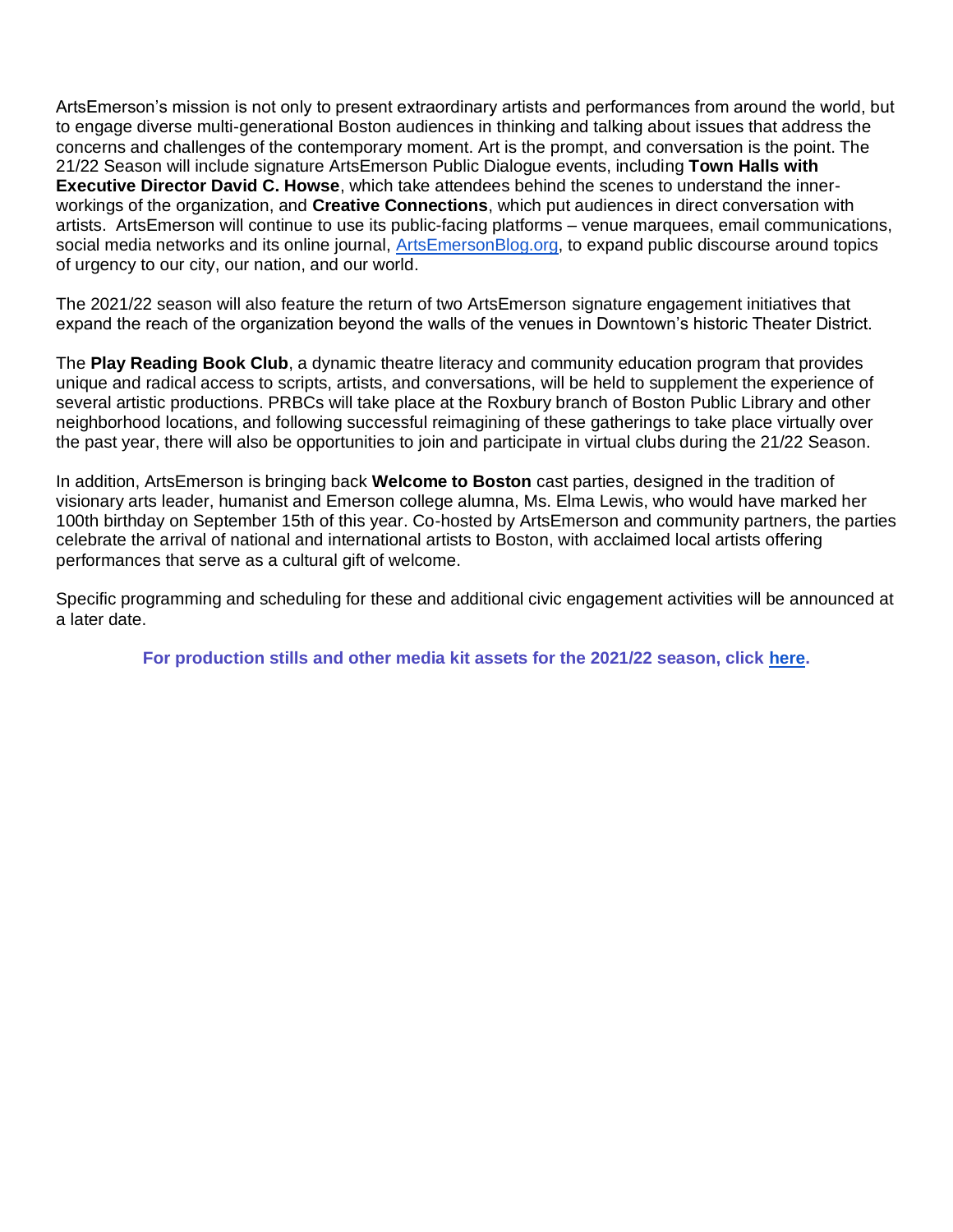ArtsEmerson's mission is not only to present extraordinary artists and performances from around the world, but to engage diverse multi-generational Boston audiences in thinking and talking about issues that address the concerns and challenges of the contemporary moment. Art is the prompt, and conversation is the point. The 21/22 Season will include signature ArtsEmerson Public Dialogue events, including **Town Halls with Executive Director David C. Howse**, which take attendees behind the scenes to understand the inner-workings of the organization, and **Creative Connections**, which put audiences in direct conversation with artists. ArtsEmerson will continue to use its public-facing platforms – venue marquees, email communications, social media networks and its online journal, [ArtsEmersonBlog.org](ArtsEmersonBlog.org), to expand public discourse around topics of urgency to our city, our nation, and our world.

The 2021/22 season will also feature the return of two ArtsEmerson signature engagement initiatives that expand the reach of the organization beyond the walls of the venues in Downtown's historic Theater District.

The **Play Reading Book Club**, a dynamic theatre literacy and community education program that provides unique and radical access to scripts, artists, and conversations, will be held to supplement the experience of several artistic productions. PRBCs will take place at the Roxbury branch of Boston Public Library and other neighborhood locations, and following successful reimagining of these gatherings to take place virtually over the past year, there will also be opportunities to join and participate in virtual clubs during the 21/22 Season.

In addition, ArtsEmerson is bringing back **Welcome to Boston** cast parties, designed in the tradition of visionary arts leader, humanist and Emerson college alumna, Ms. Elma Lewis, who would have marked her 100th birthday on September 15th of this year. Co-hosted by ArtsEmerson and community partners, the parties celebrate the arrival of national and international artists to Boston, with acclaimed local artists offering performances that serve as a cultural gift of welcome.

Specific programming and scheduling for these and additional civic engagement activities will be announced at a later date.

**For production stills and other media kit assets for the 2021/22 season, click here.**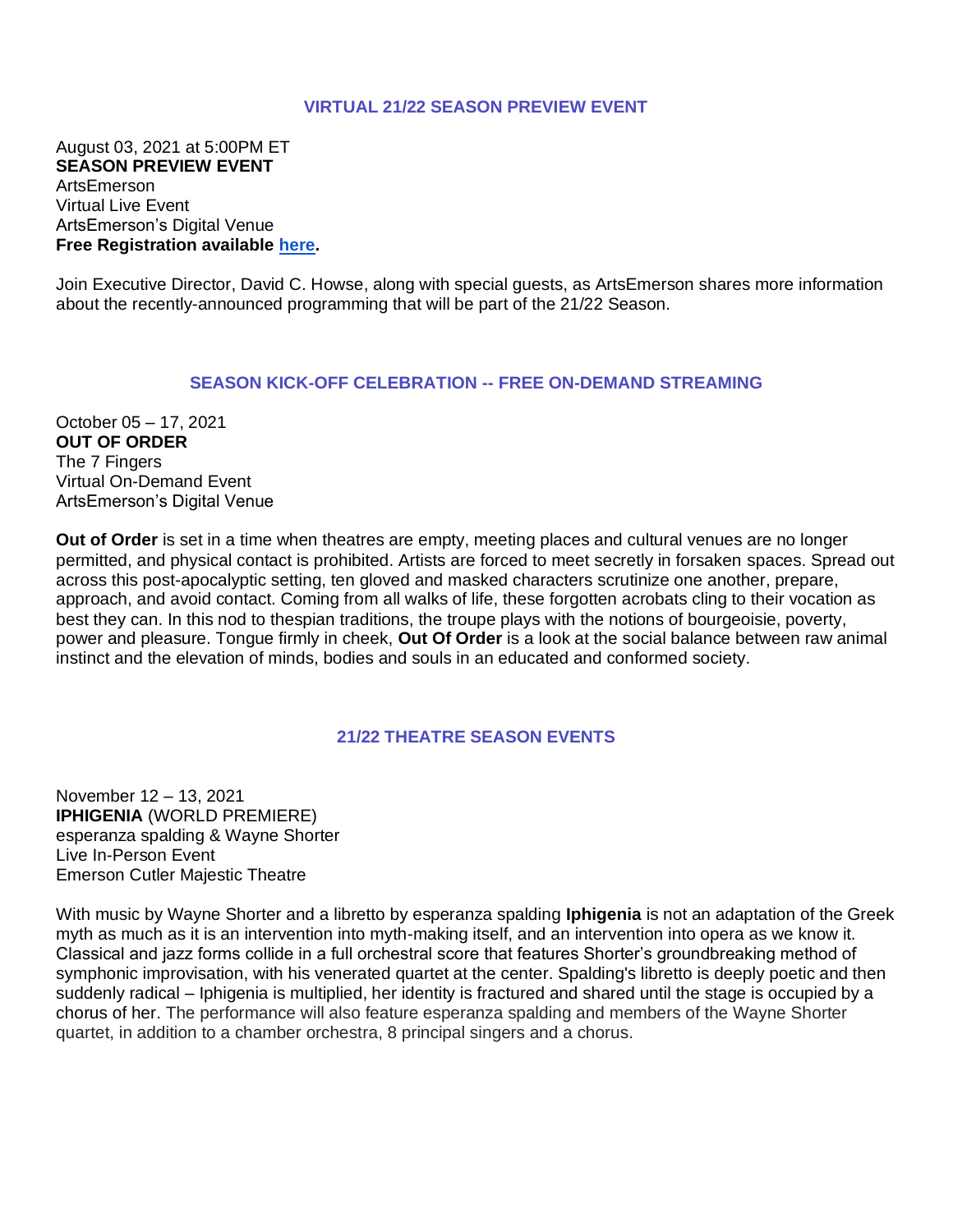## VIRTUAL 21/22 SEASON PREVIEW EVENT

August 03, 2021 at 5:00PM ET
**SEASON PREVIEW EVENT**
ArtsEmerson
Virtual Live Event
ArtsEmerson's Digital Venue
**Free Registration available here.**

Join Executive Director, David C. Howse, along with special guests, as ArtsEmerson shares more information about the recently-announced programming that will be part of the 21/22 Season.

## SEASON KICK-OFF CELEBRATION -- FREE ON-DEMAND STREAMING

October 05 – 17, 2021
**OUT OF ORDER**
The 7 Fingers
Virtual On-Demand Event
ArtsEmerson's Digital Venue

**Out of Order** is set in a time when theatres are empty, meeting places and cultural venues are no longer permitted, and physical contact is prohibited. Artists are forced to meet secretly in forsaken spaces. Spread out across this post-apocalyptic setting, ten gloved and masked characters scrutinize one another, prepare, approach, and avoid contact. Coming from all walks of life, these forgotten acrobats cling to their vocation as best they can. In this nod to thespian traditions, the troupe plays with the notions of bourgeoisie, poverty, power and pleasure. Tongue firmly in cheek, **Out Of Order** is a look at the social balance between raw animal instinct and the elevation of minds, bodies and souls in an educated and conformed society.

## 21/22 THEATRE SEASON EVENTS

November 12 – 13, 2021
**IPHIGENIA** (WORLD PREMIERE)
esperanza spalding & Wayne Shorter
Live In-Person Event
Emerson Cutler Majestic Theatre

With music by Wayne Shorter and a libretto by esperanza spalding **Iphigenia** is not an adaptation of the Greek myth as much as it is an intervention into myth-making itself, and an intervention into opera as we know it. Classical and jazz forms collide in a full orchestral score that features Shorter's groundbreaking method of symphonic improvisation, with his venerated quartet at the center. Spalding's libretto is deeply poetic and then suddenly radical – Iphigenia is multiplied, her identity is fractured and shared until the stage is occupied by a chorus of her. The performance will also feature esperanza spalding and members of the Wayne Shorter quartet, in addition to a chamber orchestra, 8 principal singers and a chorus.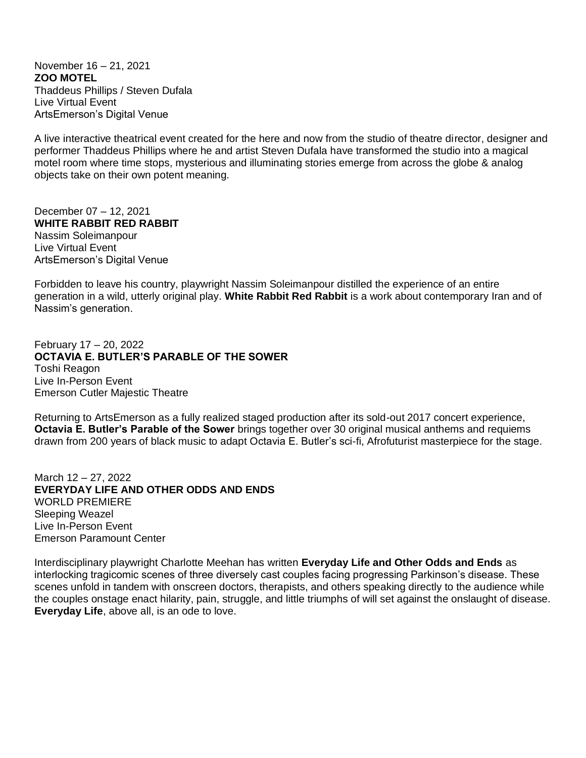November 16 – 21, 2021
**ZOO MOTEL**
Thaddeus Phillips / Steven Dufala
Live Virtual Event
ArtsEmerson's Digital Venue

A live interactive theatrical event created for the here and now from the studio of theatre director, designer and performer Thaddeus Phillips where he and artist Steven Dufala have transformed the studio into a magical motel room where time stops, mysterious and illuminating stories emerge from across the globe & analog objects take on their own potent meaning.

December 07 – 12, 2021
**WHITE RABBIT RED RABBIT**
Nassim Soleimanpour
Live Virtual Event
ArtsEmerson's Digital Venue

Forbidden to leave his country, playwright Nassim Soleimanpour distilled the experience of an entire generation in a wild, utterly original play. **White Rabbit Red Rabbit** is a work about contemporary Iran and of Nassim's generation.

February 17 – 20, 2022
**OCTAVIA E. BUTLER'S PARABLE OF THE SOWER**
Toshi Reagon
Live In-Person Event
Emerson Cutler Majestic Theatre

Returning to ArtsEmerson as a fully realized staged production after its sold-out 2017 concert experience, **Octavia E. Butler's Parable of the Sower** brings together over 30 original musical anthems and requiems drawn from 200 years of black music to adapt Octavia E. Butler's sci-fi, Afrofuturist masterpiece for the stage.

March 12 – 27, 2022
**EVERYDAY LIFE AND OTHER ODDS AND ENDS**
WORLD PREMIERE
Sleeping Weazel
Live In-Person Event
Emerson Paramount Center

Interdisciplinary playwright Charlotte Meehan has written **Everyday Life and Other Odds and Ends** as interlocking tragicomic scenes of three diversely cast couples facing progressing Parkinson's disease. These scenes unfold in tandem with onscreen doctors, therapists, and others speaking directly to the audience while the couples onstage enact hilarity, pain, struggle, and little triumphs of will set against the onslaught of disease. **Everyday Life**, above all, is an ode to love.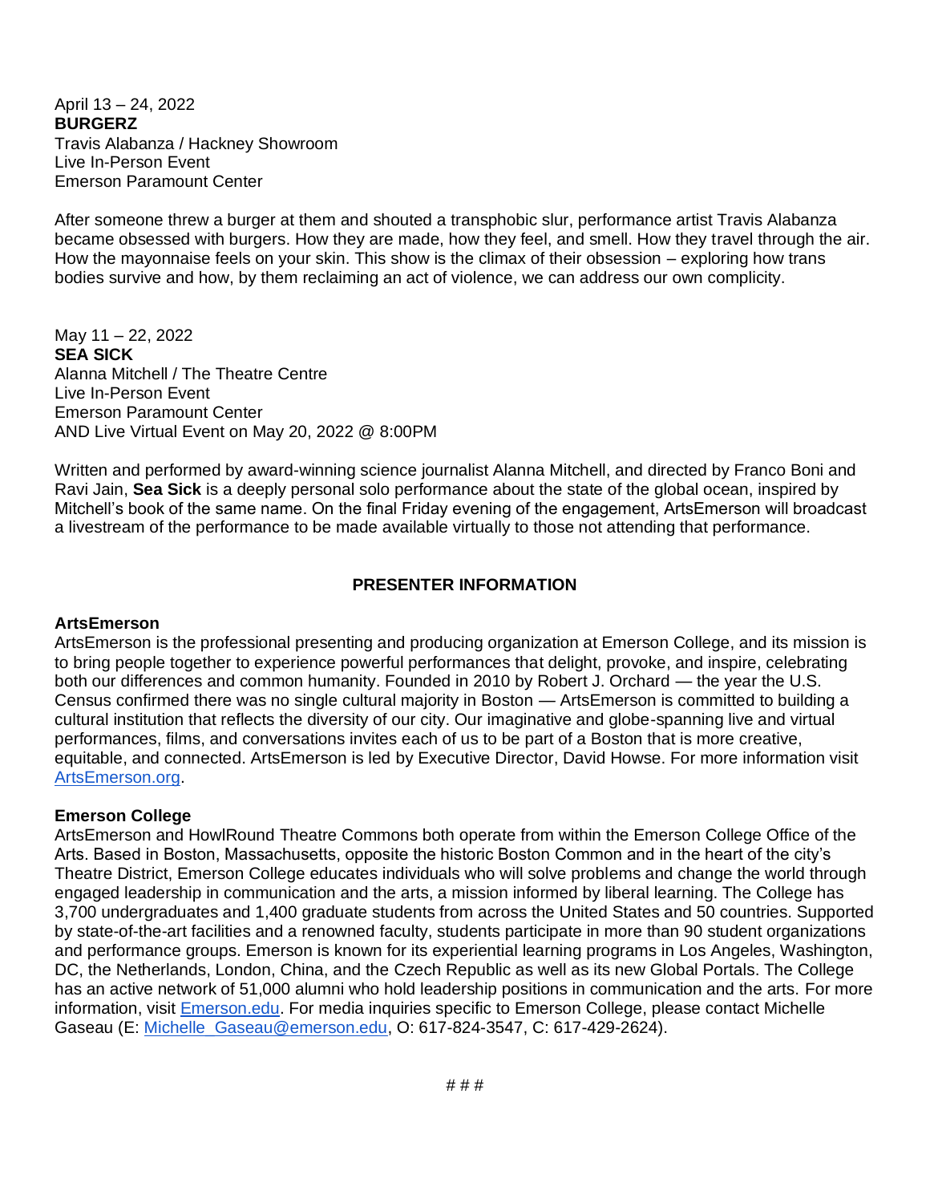April 13 – 24, 2022
**BURGERZ**
Travis Alabanza / Hackney Showroom
Live In-Person Event
Emerson Paramount Center

After someone threw a burger at them and shouted a transphobic slur, performance artist Travis Alabanza became obsessed with burgers. How they are made, how they feel, and smell. How they travel through the air. How the mayonnaise feels on your skin. This show is the climax of their obsession – exploring how trans bodies survive and how, by them reclaiming an act of violence, we can address our own complicity.

May 11 – 22, 2022
**SEA SICK**
Alanna Mitchell / The Theatre Centre
Live In-Person Event
Emerson Paramount Center
AND Live Virtual Event on May 20, 2022 @ 8:00PM

Written and performed by award-winning science journalist Alanna Mitchell, and directed by Franco Boni and Ravi Jain, **Sea Sick** is a deeply personal solo performance about the state of the global ocean, inspired by Mitchell's book of the same name. On the final Friday evening of the engagement, ArtsEmerson will broadcast a livestream of the performance to be made available virtually to those not attending that performance.

## PRESENTER INFORMATION

**ArtsEmerson**
ArtsEmerson is the professional presenting and producing organization at Emerson College, and its mission is to bring people together to experience powerful performances that delight, provoke, and inspire, celebrating both our differences and common humanity. Founded in 2010 by Robert J. Orchard — the year the U.S. Census confirmed there was no single cultural majority in Boston — ArtsEmerson is committed to building a cultural institution that reflects the diversity of our city. Our imaginative and globe-spanning live and virtual performances, films, and conversations invites each of us to be part of a Boston that is more creative, equitable, and connected. ArtsEmerson is led by Executive Director, David Howse. For more information visit [ArtsEmerson.org](ArtsEmerson.org).

**Emerson College**
ArtsEmerson and HowlRound Theatre Commons both operate from within the Emerson College Office of the Arts. Based in Boston, Massachusetts, opposite the historic Boston Common and in the heart of the city's Theatre District, Emerson College educates individuals who will solve problems and change the world through engaged leadership in communication and the arts, a mission informed by liberal learning. The College has 3,700 undergraduates and 1,400 graduate students from across the United States and 50 countries. Supported by state-of-the-art facilities and a renowned faculty, students participate in more than 90 student organizations and performance groups. Emerson is known for its experiential learning programs in Los Angeles, Washington, DC, the Netherlands, London, China, and the Czech Republic as well as its new Global Portals. The College has an active network of 51,000 alumni who hold leadership positions in communication and the arts. For more information, visit [Emerson.edu](Emerson.edu). For media inquiries specific to Emerson College, please contact Michelle Gaseau (E: Michelle_Gaseau@emerson.edu, O: 617-824-3547, C: 617-429-2624).

# # #